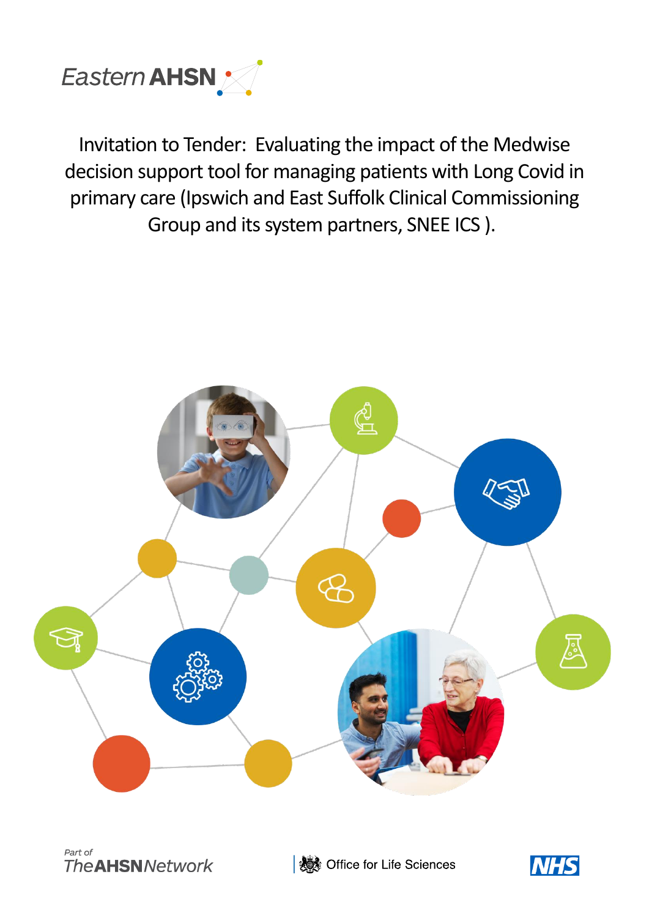Eastern AHSN

# Invitation to Tender: Evaluating the impact of the Medwise decision support tool for managing patients with Long Covid in primary care (Ipswich and East Suffolk Clinical Commissioning Group and its system partners, SNEE ICS ).

Part of The AHSN Network

Office for Life Sciences

NHS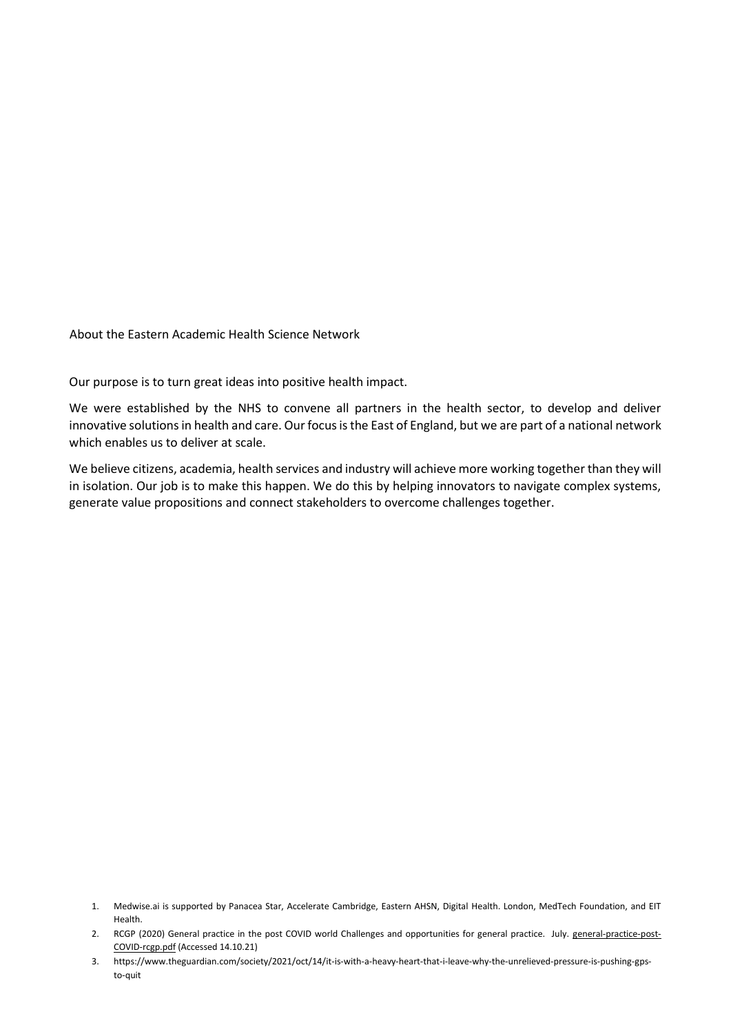## About the Eastern Academic Health Science Network

Our purpose is to turn great ideas into positive health impact.

We were established by the NHS to convene all partners in the health sector, to develop and deliver innovative solutions in health and care. Our focus is the East of England, but we are part of a national network which enables us to deliver at scale.

We believe citizens, academia, health services and industry will achieve more working together than they will in isolation. Our job is to make this happen. We do this by helping innovators to navigate complex systems, generate value propositions and connect stakeholders to overcome challenges together.

1. Medwise.ai is supported by Panacea Star, Accelerate Cambridge, Eastern AHSN, Digital Health. London, MedTech Foundation, and EIT Health.
2. RCGP (2020) General practice in the post COVID world Challenges and opportunities for general practice. July. general-practice-post-COVID-rcgp.pdf (Accessed 14.10.21)
3. https://www.theguardian.com/society/2021/oct/14/it-is-with-a-heavy-heart-that-i-leave-why-the-unrelieved-pressure-is-pushing-gps-to-quit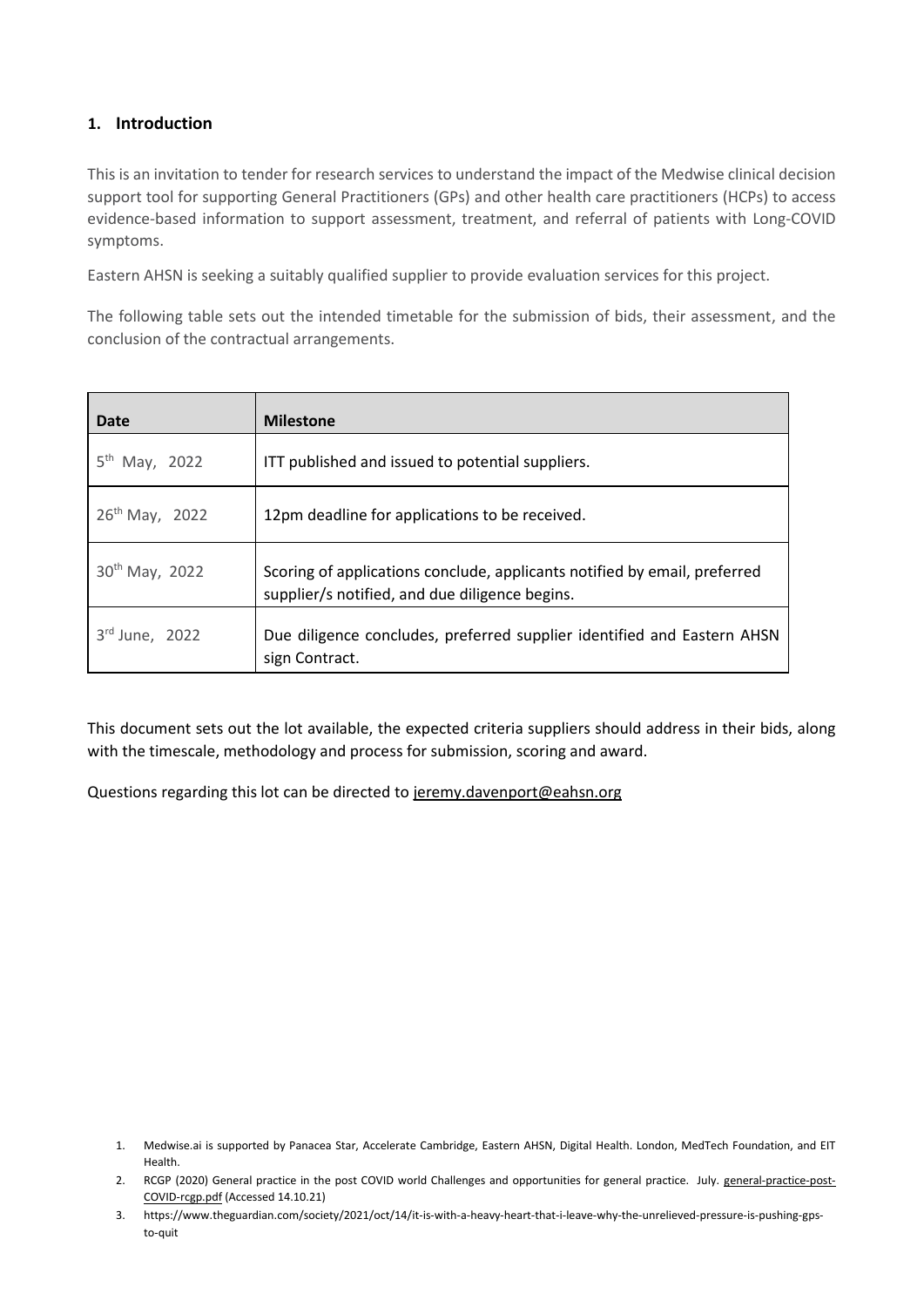## 1. Introduction

This is an invitation to tender for research services to understand the impact of the Medwise clinical decision support tool for supporting General Practitioners (GPs) and other health care practitioners (HCPs) to access evidence-based information to support assessment, treatment, and referral of patients with Long-COVID symptoms.

Eastern AHSN is seeking a suitably qualified supplier to provide evaluation services for this project.

The following table sets out the intended timetable for the submission of bids, their assessment, and the conclusion of the contractual arrangements.

| Date | Milestone |
| --- | --- |
| 5th May, 2022 | ITT published and issued to potential suppliers. |
| 26th May, 2022 | 12pm deadline for applications to be received. |
| 30th May, 2022 | Scoring of applications conclude, applicants notified by email, preferred supplier/s notified, and due diligence begins. |
| 3rd June, 2022 | Due diligence concludes, preferred supplier identified and Eastern AHSN sign Contract. |

This document sets out the lot available, the expected criteria suppliers should address in their bids, along with the timescale, methodology and process for submission, scoring and award.

Questions regarding this lot can be directed to jeremy.davenport@eahsn.org

1. Medwise.ai is supported by Panacea Star, Accelerate Cambridge, Eastern AHSN, Digital Health. London, MedTech Foundation, and EIT Health.
2. RCGP (2020) General practice in the post COVID world Challenges and opportunities for general practice. July. general-practice-post-COVID-rcgp.pdf (Accessed 14.10.21)
3. https://www.theguardian.com/society/2021/oct/14/it-is-with-a-heavy-heart-that-i-leave-why-the-unrelieved-pressure-is-pushing-gps-to-quit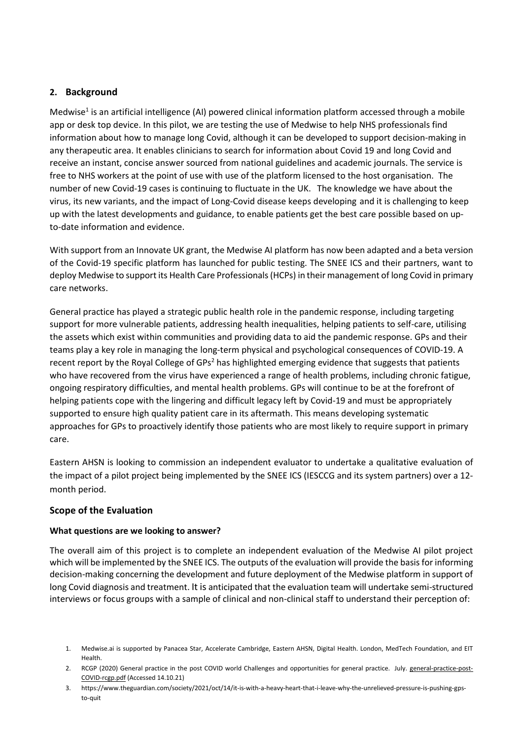## 2. Background

Medwise[1] is an artificial intelligence (AI) powered clinical information platform accessed through a mobile app or desk top device. In this pilot, we are testing the use of Medwise to help NHS professionals find information about how to manage long Covid, although it can be developed to support decision-making in any therapeutic area. It enables clinicians to search for information about Covid 19 and long Covid and receive an instant, concise answer sourced from national guidelines and academic journals. The service is free to NHS workers at the point of use with use of the platform licensed to the host organisation. The number of new Covid-19 cases is continuing to fluctuate in the UK. The knowledge we have about the virus, its new variants, and the impact of Long-Covid disease keeps developing and it is challenging to keep up with the latest developments and guidance, to enable patients get the best care possible based on up-to-date information and evidence.

With support from an Innovate UK grant, the Medwise AI platform has now been adapted and a beta version of the Covid-19 specific platform has launched for public testing. The SNEE ICS and their partners, want to deploy Medwise to support its Health Care Professionals (HCPs) in their management of long Covid in primary care networks.

General practice has played a strategic public health role in the pandemic response, including targeting support for more vulnerable patients, addressing health inequalities, helping patients to self-care, utilising the assets which exist within communities and providing data to aid the pandemic response. GPs and their teams play a key role in managing the long-term physical and psychological consequences of COVID-19. A recent report by the Royal College of GPs[2] has highlighted emerging evidence that suggests that patients who have recovered from the virus have experienced a range of health problems, including chronic fatigue, ongoing respiratory difficulties, and mental health problems. GPs will continue to be at the forefront of helping patients cope with the lingering and difficult legacy left by Covid-19 and must be appropriately supported to ensure high quality patient care in its aftermath. This means developing systematic approaches for GPs to proactively identify those patients who are most likely to require support in primary care.

Eastern AHSN is looking to commission an independent evaluator to undertake a qualitative evaluation of the impact of a pilot project being implemented by the SNEE ICS (IESCCG and its system partners) over a 12-month period.

## Scope of the Evaluation

### What questions are we looking to answer?

The overall aim of this project is to complete an independent evaluation of the Medwise AI pilot project which will be implemented by the SNEE ICS. The outputs of the evaluation will provide the basis for informing decision-making concerning the development and future deployment of the Medwise platform in support of long Covid diagnosis and treatment. It is anticipated that the evaluation team will undertake semi-structured interviews or focus groups with a sample of clinical and non-clinical staff to understand their perception of:

1. Medwise.ai is supported by Panacea Star, Accelerate Cambridge, Eastern AHSN, Digital Health. London, MedTech Foundation, and EIT Health.
2. RCGP (2020) General practice in the post COVID world Challenges and opportunities for general practice. July. general-practice-post-COVID-rcgp.pdf (Accessed 14.10.21)
3. https://www.theguardian.com/society/2021/oct/14/it-is-with-a-heavy-heart-that-i-leave-why-the-unrelieved-pressure-is-pushing-gps-to-quit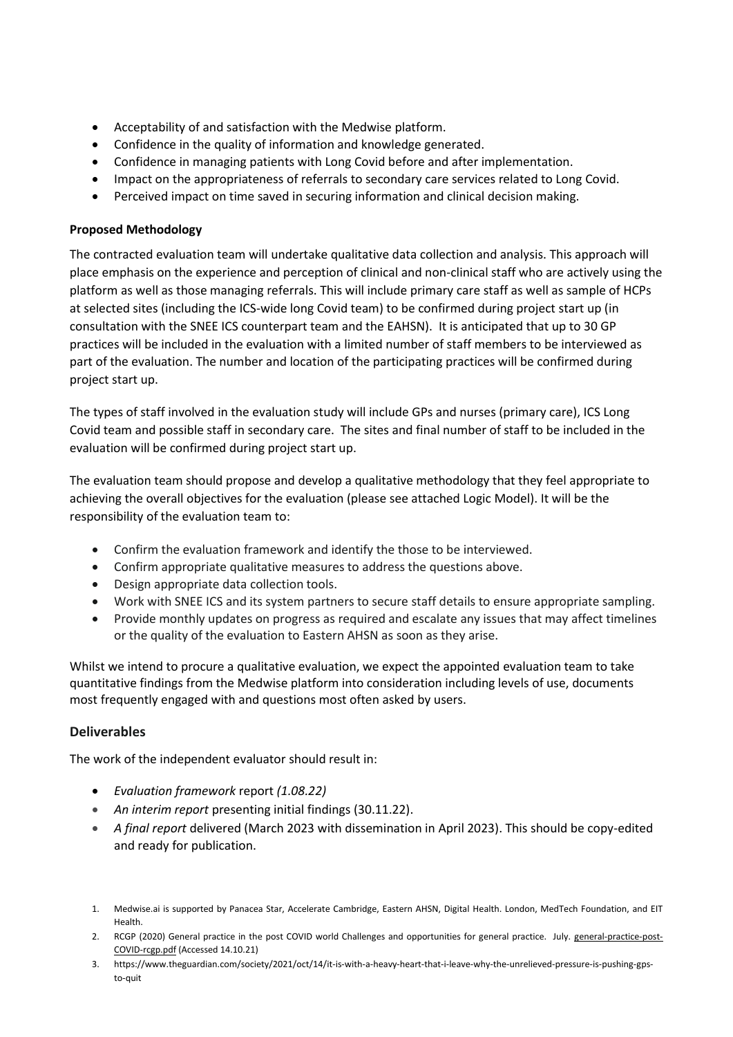- Acceptability of and satisfaction with the Medwise platform.
- Confidence in the quality of information and knowledge generated.
- Confidence in managing patients with Long Covid before and after implementation.
- Impact on the appropriateness of referrals to secondary care services related to Long Covid.
- Perceived impact on time saved in securing information and clinical decision making.

**Proposed Methodology**

The contracted evaluation team will undertake qualitative data collection and analysis. This approach will place emphasis on the experience and perception of clinical and non-clinical staff who are actively using the platform as well as those managing referrals. This will include primary care staff as well as sample of HCPs at selected sites (including the ICS-wide long Covid team) to be confirmed during project start up (in consultation with the SNEE ICS counterpart team and the EAHSN). It is anticipated that up to 30 GP practices will be included in the evaluation with a limited number of staff members to be interviewed as part of the evaluation. The number and location of the participating practices will be confirmed during project start up.

The types of staff involved in the evaluation study will include GPs and nurses (primary care), ICS Long Covid team and possible staff in secondary care. The sites and final number of staff to be included in the evaluation will be confirmed during project start up.

The evaluation team should propose and develop a qualitative methodology that they feel appropriate to achieving the overall objectives for the evaluation (please see attached Logic Model). It will be the responsibility of the evaluation team to:

- Confirm the evaluation framework and identify the those to be interviewed.
- Confirm appropriate qualitative measures to address the questions above.
- Design appropriate data collection tools.
- Work with SNEE ICS and its system partners to secure staff details to ensure appropriate sampling.
- Provide monthly updates on progress as required and escalate any issues that may affect timelines or the quality of the evaluation to Eastern AHSN as soon as they arise.

Whilst we intend to procure a qualitative evaluation, we expect the appointed evaluation team to take quantitative findings from the Medwise platform into consideration including levels of use, documents most frequently engaged with and questions most often asked by users.

## Deliverables

The work of the independent evaluator should result in:

- *Evaluation framework* report *(1.08.22)*
- *An interim report* presenting initial findings (30.11.22).
- *A final report* delivered (March 2023 with dissemination in April 2023). This should be copy-edited and ready for publication.

1. Medwise.ai is supported by Panacea Star, Accelerate Cambridge, Eastern AHSN, Digital Health. London, MedTech Foundation, and EIT Health.
2. RCGP (2020) General practice in the post COVID world Challenges and opportunities for general practice. July. general-practice-post-COVID-rcgp.pdf (Accessed 14.10.21)
3. https://www.theguardian.com/society/2021/oct/14/it-is-with-a-heavy-heart-that-i-leave-why-the-unrelieved-pressure-is-pushing-gps-to-quit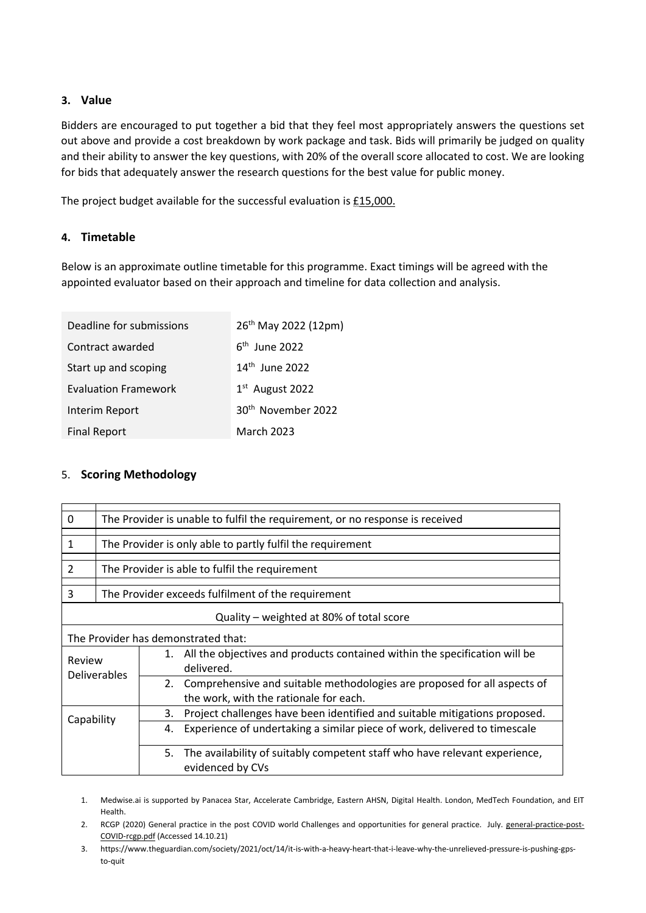## 3. Value

Bidders are encouraged to put together a bid that they feel most appropriately answers the questions set out above and provide a cost breakdown by work package and task. Bids will primarily be judged on quality and their ability to answer the key questions, with 20% of the overall score allocated to cost. We are looking for bids that adequately answer the research questions for the best value for public money.

The project budget available for the successful evaluation is £15,000.

## 4. Timetable

Below is an approximate outline timetable for this programme. Exact timings will be agreed with the appointed evaluator based on their approach and timeline for data collection and analysis.

| | |
|---|---|
| Deadline for submissions | 26th May 2022 (12pm) |
| Contract awarded | 6th June 2022 |
| Start up and scoping | 14th June 2022 |
| Evaluation Framework | 1st August 2022 |
| Interim Report | 30th November 2022 |
| Final Report | March 2023 |

## 5. Scoring Methodology

| | |
|---|---|
| 0 | The Provider is unable to fulfil the requirement, or no response is received |
| 1 | The Provider is only able to partly fulfil the requirement |
| 2 | The Provider is able to fulfil the requirement |
| 3 | The Provider exceeds fulfilment of the requirement |

| Quality – weighted at 80% of total score | |
|---|---|
| The Provider has demonstrated that: | |
| Review Deliverables | 1. All the objectives and products contained within the specification will be delivered. |
| | 2. Comprehensive and suitable methodologies are proposed for all aspects of the work, with the rationale for each. |
| Capability | 3. Project challenges have been identified and suitable mitigations proposed. |
| | 4. Experience of undertaking a similar piece of work, delivered to timescale |
| | 5. The availability of suitably competent staff who have relevant experience, evidenced by CVs |

1. Medwise.ai is supported by Panacea Star, Accelerate Cambridge, Eastern AHSN, Digital Health. London, MedTech Foundation, and EIT Health.
2. RCGP (2020) General practice in the post COVID world Challenges and opportunities for general practice. July. general-practice-post-COVID-rcgp.pdf (Accessed 14.10.21)
3. https://www.theguardian.com/society/2021/oct/14/it-is-with-a-heavy-heart-that-i-leave-why-the-unrelieved-pressure-is-pushing-gps-to-quit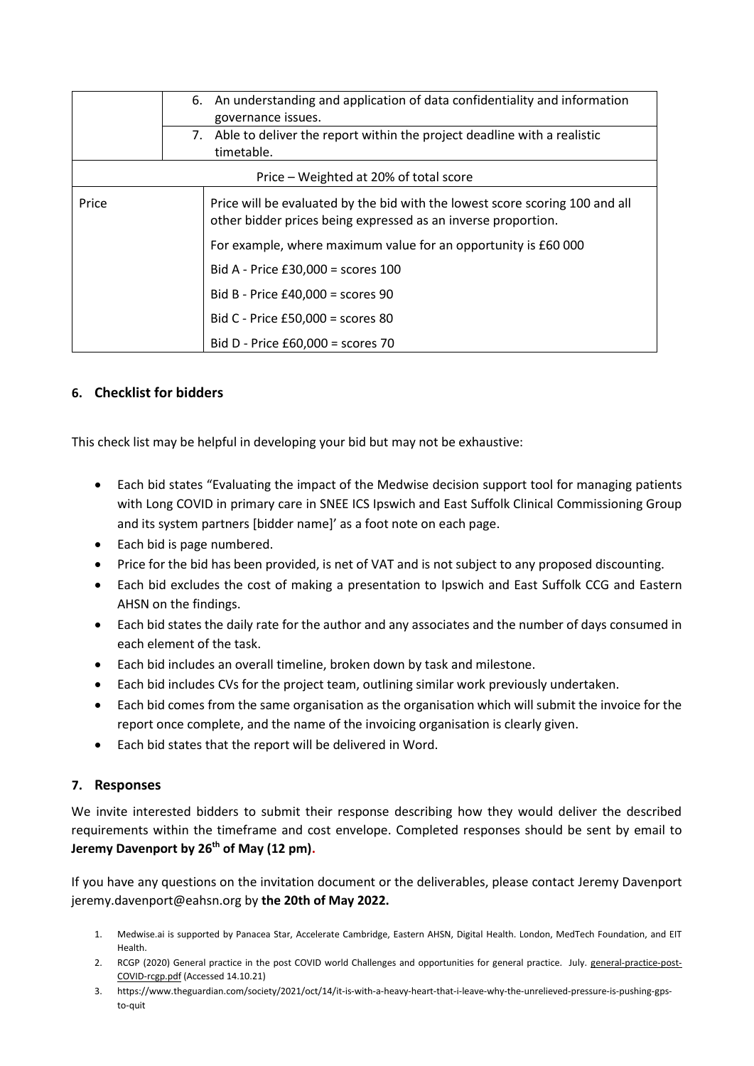|  |  |
|---|---|
|  | 6. An understanding and application of data confidentiality and information governance issues. |
|  | 7. Able to deliver the report within the project deadline with a realistic timetable. |
| Price – Weighted at 20% of total score | |
| Price | Price will be evaluated by the bid with the lowest score scoring 100 and all other bidder prices being expressed as an inverse proportion.<br>For example, where maximum value for an opportunity is £60 000<br>Bid A - Price £30,000 = scores 100<br>Bid B - Price £40,000 = scores 90<br>Bid C - Price £50,000 = scores 80<br>Bid D - Price £60,000 = scores 70 |

## 6. Checklist for bidders

This check list may be helpful in developing your bid but may not be exhaustive:

- Each bid states "Evaluating the impact of the Medwise decision support tool for managing patients with Long COVID in primary care in SNEE ICS Ipswich and East Suffolk Clinical Commissioning Group and its system partners [bidder name]' as a foot note on each page.
- Each bid is page numbered.
- Price for the bid has been provided, is net of VAT and is not subject to any proposed discounting.
- Each bid excludes the cost of making a presentation to Ipswich and East Suffolk CCG and Eastern AHSN on the findings.
- Each bid states the daily rate for the author and any associates and the number of days consumed in each element of the task.
- Each bid includes an overall timeline, broken down by task and milestone.
- Each bid includes CVs for the project team, outlining similar work previously undertaken.
- Each bid comes from the same organisation as the organisation which will submit the invoice for the report once complete, and the name of the invoicing organisation is clearly given.
- Each bid states that the report will be delivered in Word.

## 7. Responses

We invite interested bidders to submit their response describing how they would deliver the described requirements within the timeframe and cost envelope. Completed responses should be sent by email to **Jeremy Davenport by 26th of May (12 pm).**

If you have any questions on the invitation document or the deliverables, please contact Jeremy Davenport jeremy.davenport@eahsn.org by **the 20th of May 2022.**

1. Medwise.ai is supported by Panacea Star, Accelerate Cambridge, Eastern AHSN, Digital Health. London, MedTech Foundation, and EIT Health.
2. RCGP (2020) General practice in the post COVID world Challenges and opportunities for general practice. July. general-practice-post-COVID-rcgp.pdf (Accessed 14.10.21)
3. https://www.theguardian.com/society/2021/oct/14/it-is-with-a-heavy-heart-that-i-leave-why-the-unrelieved-pressure-is-pushing-gps-to-quit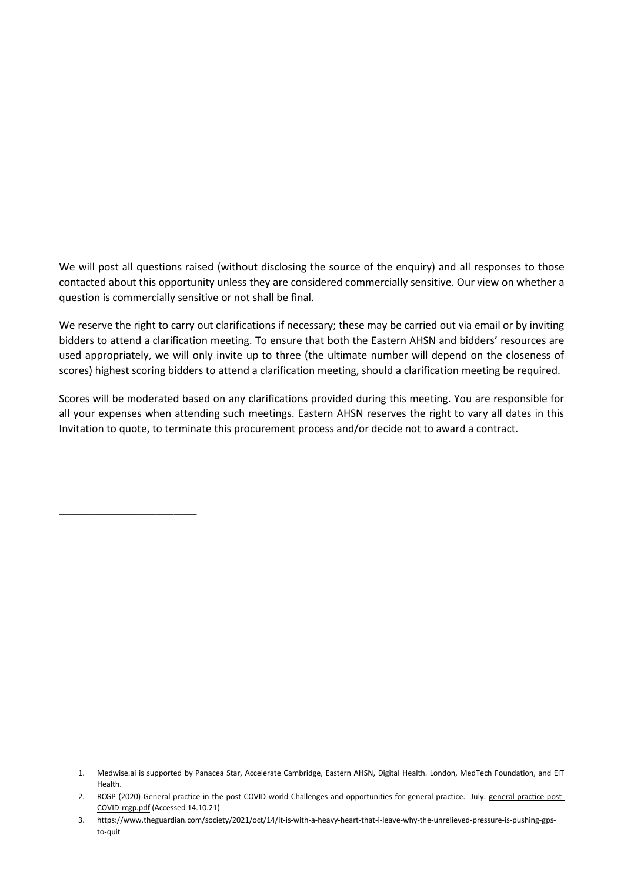We will post all questions raised (without disclosing the source of the enquiry) and all responses to those contacted about this opportunity unless they are considered commercially sensitive. Our view on whether a question is commercially sensitive or not shall be final.

We reserve the right to carry out clarifications if necessary; these may be carried out via email or by inviting bidders to attend a clarification meeting. To ensure that both the Eastern AHSN and bidders' resources are used appropriately, we will only invite up to three (the ultimate number will depend on the closeness of scores) highest scoring bidders to attend a clarification meeting, should a clarification meeting be required.

Scores will be moderated based on any clarifications provided during this meeting. You are responsible for all your expenses when attending such meetings. Eastern AHSN reserves the right to vary all dates in this Invitation to quote, to terminate this procurement process and/or decide not to award a contract.

---

1. Medwise.ai is supported by Panacea Star, Accelerate Cambridge, Eastern AHSN, Digital Health. London, MedTech Foundation, and EIT Health.
2. RCGP (2020) General practice in the post COVID world Challenges and opportunities for general practice. July. general-practice-post-COVID-rcgp.pdf (Accessed 14.10.21)
3. https://www.theguardian.com/society/2021/oct/14/it-is-with-a-heavy-heart-that-i-leave-why-the-unrelieved-pressure-is-pushing-gps-to-quit